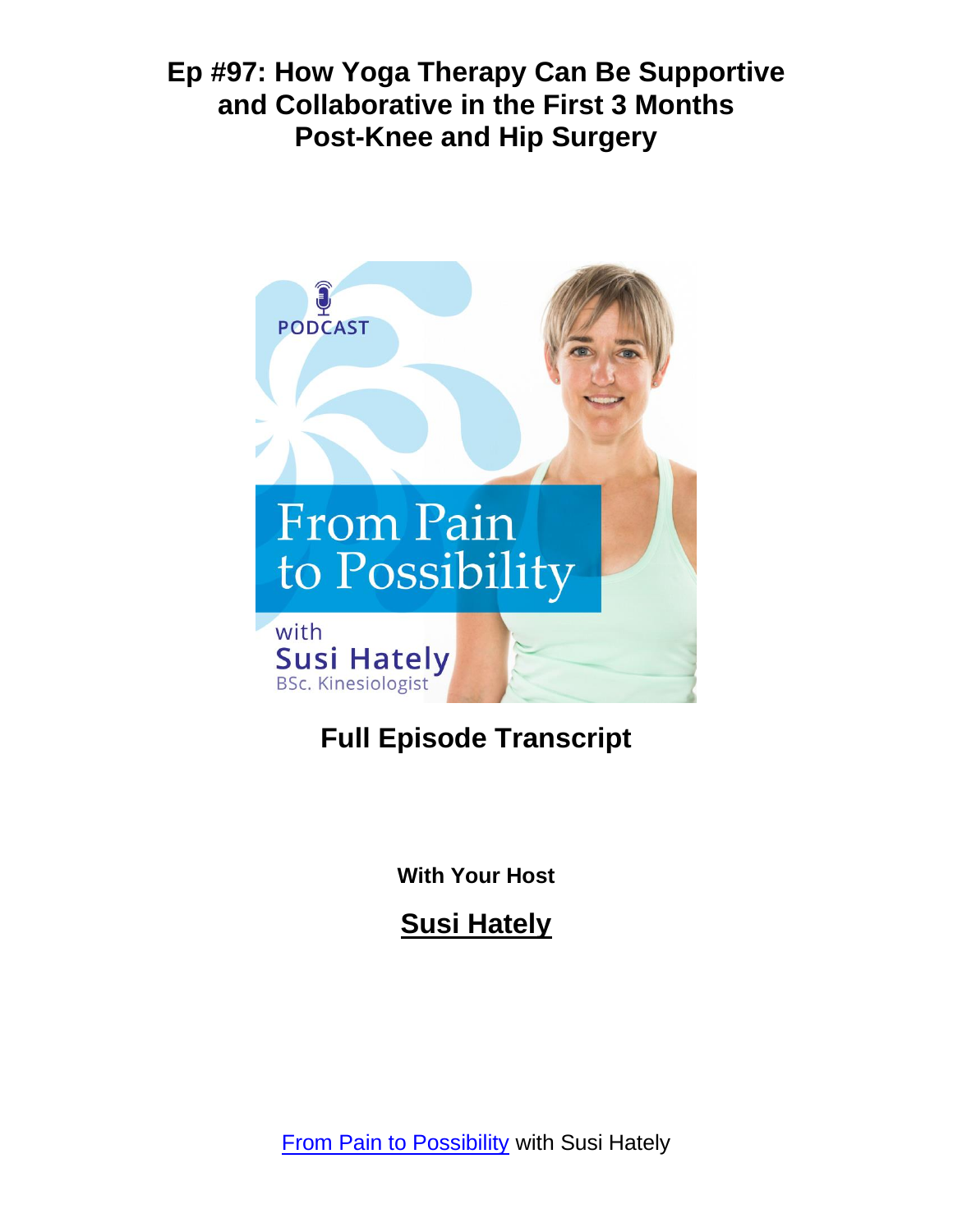# Ep #97: How Yoga Therapy Can Be Supportive and Collaborative in the First 3 Months Post-Knee and Hip Surgery

PODCAST

From Pain to Possibility

with Susi Hately

BSc. Kinesiologist

## Full Episode Transcript

**With Your Host**

**Susi Hately**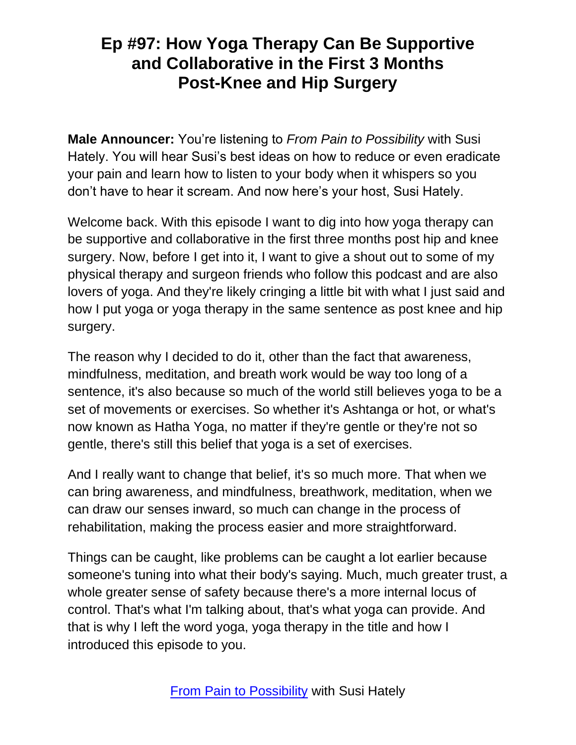# Ep #97: How Yoga Therapy Can Be Supportive and Collaborative in the First 3 Months Post-Knee and Hip Surgery

**Male Announcer:** You're listening to *From Pain to Possibility* with Susi Hately. You will hear Susi's best ideas on how to reduce or even eradicate your pain and learn how to listen to your body when it whispers so you don't have to hear it scream. And now here's your host, Susi Hately.

Welcome back. With this episode I want to dig into how yoga therapy can be supportive and collaborative in the first three months post hip and knee surgery. Now, before I get into it, I want to give a shout out to some of my physical therapy and surgeon friends who follow this podcast and are also lovers of yoga. And they're likely cringing a little bit with what I just said and how I put yoga or yoga therapy in the same sentence as post knee and hip surgery.

The reason why I decided to do it, other than the fact that awareness, mindfulness, meditation, and breath work would be way too long of a sentence, it's also because so much of the world still believes yoga to be a set of movements or exercises. So whether it's Ashtanga or hot, or what's now known as Hatha Yoga, no matter if they're gentle or they're not so gentle, there's still this belief that yoga is a set of exercises.

And I really want to change that belief, it's so much more. That when we can bring awareness, and mindfulness, breathwork, meditation, when we can draw our senses inward, so much can change in the process of rehabilitation, making the process easier and more straightforward.

Things can be caught, like problems can be caught a lot earlier because someone's tuning into what their body's saying. Much, much greater trust, a whole greater sense of safety because there's a more internal locus of control. That's what I'm talking about, that's what yoga can provide. And that is why I left the word yoga, yoga therapy in the title and how I introduced this episode to you.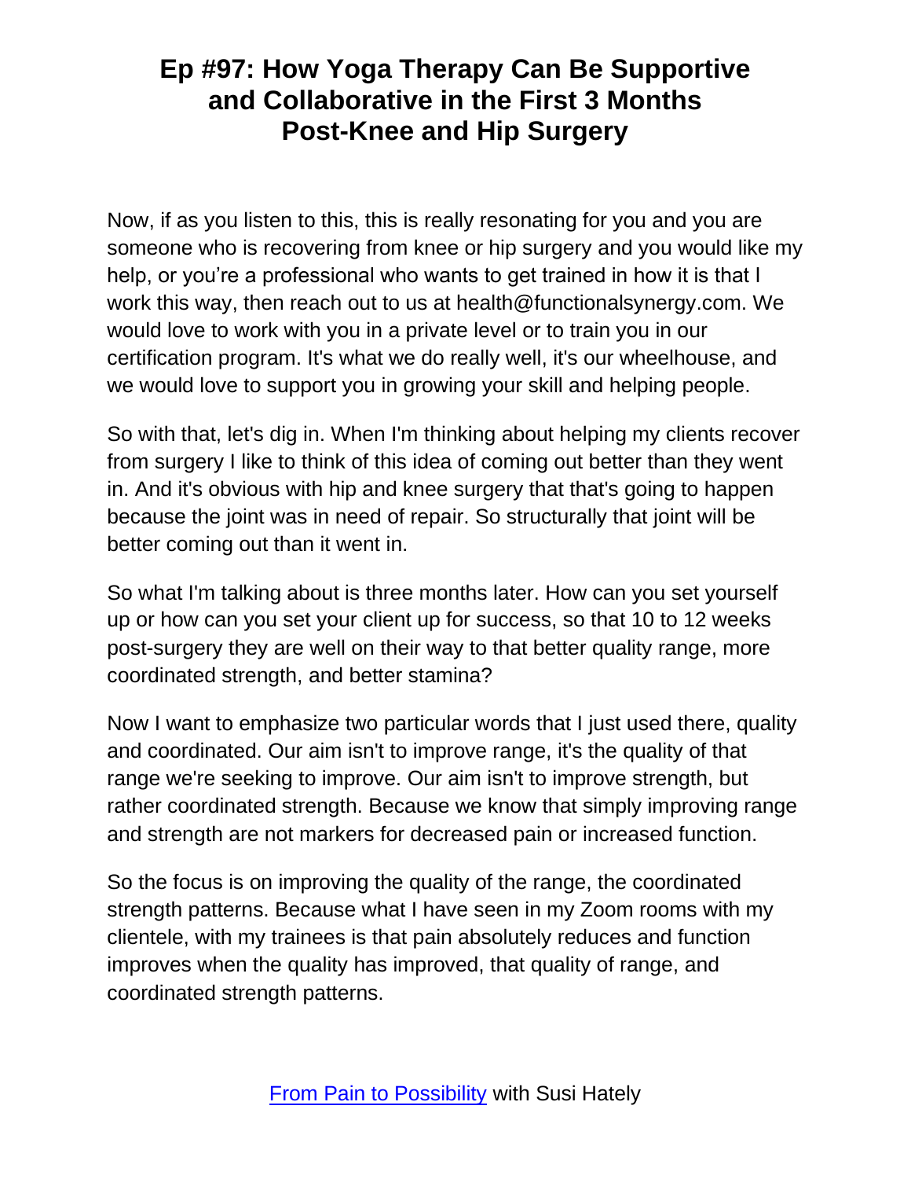Now, if as you listen to this, this is really resonating for you and you are someone who is recovering from knee or hip surgery and you would like my help, or you're a professional who wants to get trained in how it is that I work this way, then reach out to us at health@functionalsynergy.com. We would love to work with you in a private level or to train you in our certification program. It's what we do really well, it's our wheelhouse, and we would love to support you in growing your skill and helping people.

So with that, let's dig in. When I'm thinking about helping my clients recover from surgery I like to think of this idea of coming out better than they went in. And it's obvious with hip and knee surgery that that's going to happen because the joint was in need of repair. So structurally that joint will be better coming out than it went in.

So what I'm talking about is three months later. How can you set yourself up or how can you set your client up for success, so that 10 to 12 weeks post-surgery they are well on their way to that better quality range, more coordinated strength, and better stamina?

Now I want to emphasize two particular words that I just used there, quality and coordinated. Our aim isn't to improve range, it's the quality of that range we're seeking to improve. Our aim isn't to improve strength, but rather coordinated strength. Because we know that simply improving range and strength are not markers for decreased pain or increased function.

So the focus is on improving the quality of the range, the coordinated strength patterns. Because what I have seen in my Zoom rooms with my clientele, with my trainees is that pain absolutely reduces and function improves when the quality has improved, that quality of range, and coordinated strength patterns.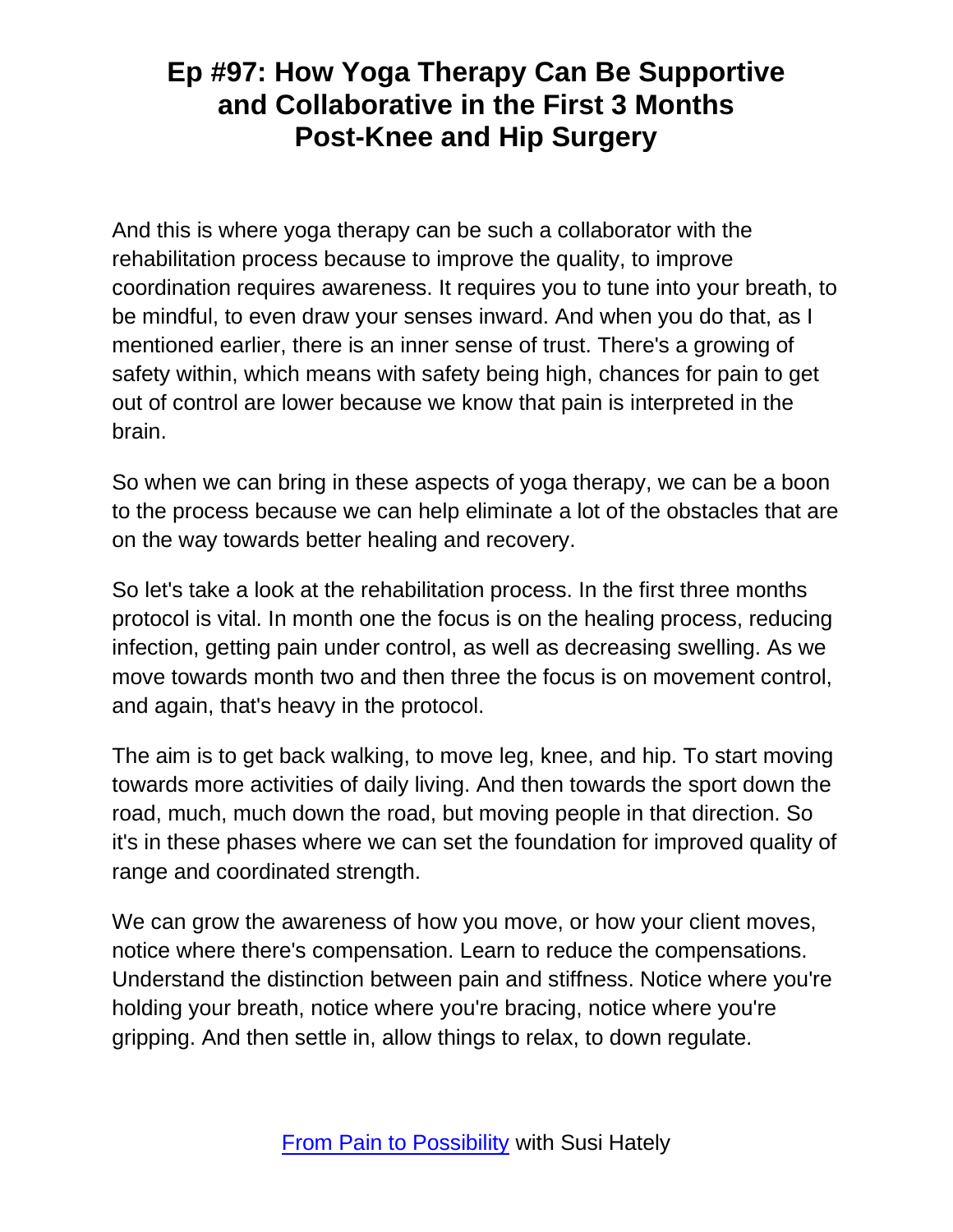And this is where yoga therapy can be such a collaborator with the rehabilitation process because to improve the quality, to improve coordination requires awareness. It requires you to tune into your breath, to be mindful, to even draw your senses inward. And when you do that, as I mentioned earlier, there is an inner sense of trust. There's a growing of safety within, which means with safety being high, chances for pain to get out of control are lower because we know that pain is interpreted in the brain.

So when we can bring in these aspects of yoga therapy, we can be a boon to the process because we can help eliminate a lot of the obstacles that are on the way towards better healing and recovery.

So let's take a look at the rehabilitation process. In the first three months protocol is vital. In month one the focus is on the healing process, reducing infection, getting pain under control, as well as decreasing swelling. As we move towards month two and then three the focus is on movement control, and again, that's heavy in the protocol.

The aim is to get back walking, to move leg, knee, and hip. To start moving towards more activities of daily living. And then towards the sport down the road, much, much down the road, but moving people in that direction. So it's in these phases where we can set the foundation for improved quality of range and coordinated strength.

We can grow the awareness of how you move, or how your client moves, notice where there's compensation. Learn to reduce the compensations. Understand the distinction between pain and stiffness. Notice where you're holding your breath, notice where you're bracing, notice where you're gripping. And then settle in, allow things to relax, to down regulate.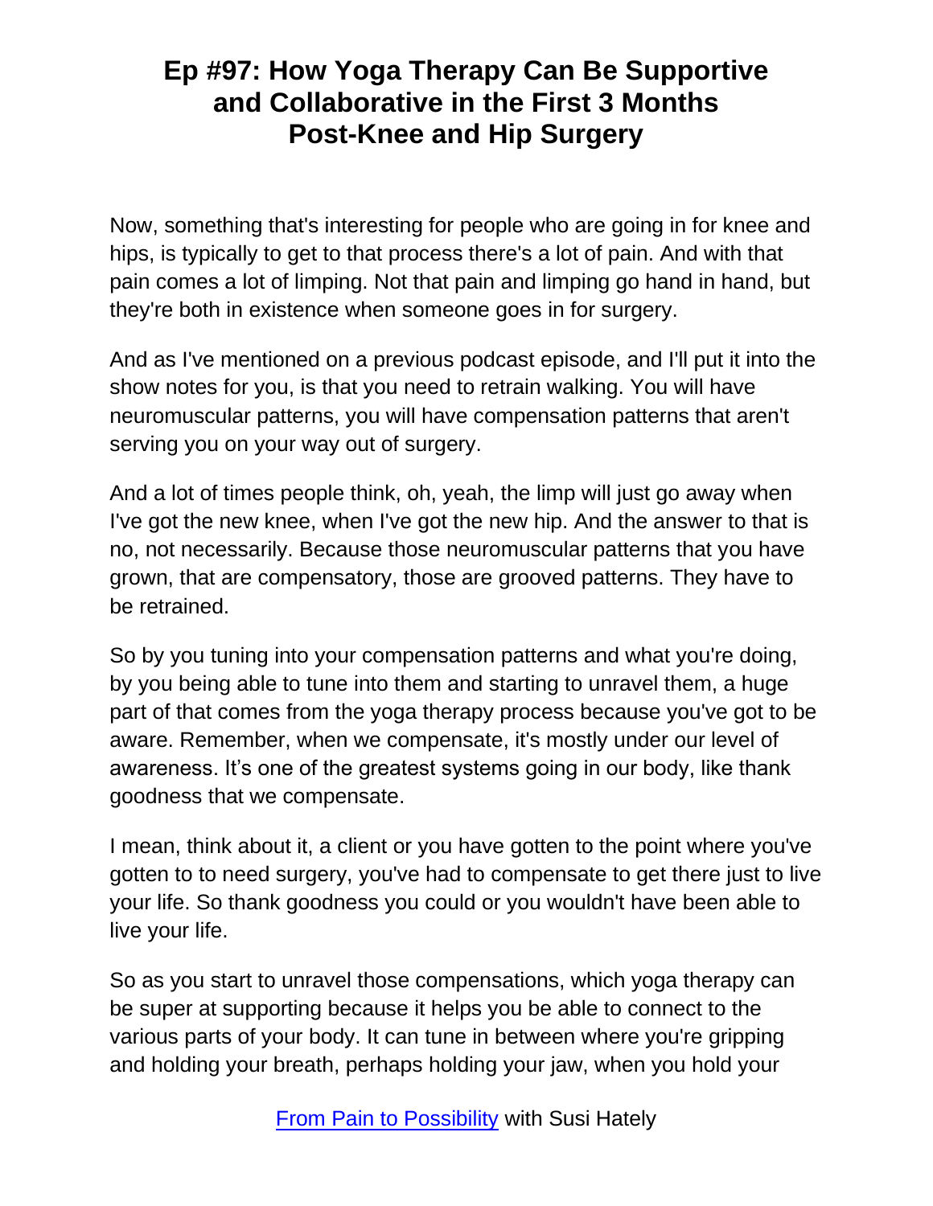Now, something that's interesting for people who are going in for knee and hips, is typically to get to that process there's a lot of pain. And with that pain comes a lot of limping. Not that pain and limping go hand in hand, but they're both in existence when someone goes in for surgery.

And as I've mentioned on a previous podcast episode, and I'll put it into the show notes for you, is that you need to retrain walking. You will have neuromuscular patterns, you will have compensation patterns that aren't serving you on your way out of surgery.

And a lot of times people think, oh, yeah, the limp will just go away when I've got the new knee, when I've got the new hip. And the answer to that is no, not necessarily. Because those neuromuscular patterns that you have grown, that are compensatory, those are grooved patterns. They have to be retrained.

So by you tuning into your compensation patterns and what you're doing, by you being able to tune into them and starting to unravel them, a huge part of that comes from the yoga therapy process because you've got to be aware. Remember, when we compensate, it's mostly under our level of awareness. It's one of the greatest systems going in our body, like thank goodness that we compensate.

I mean, think about it, a client or you have gotten to the point where you've gotten to to need surgery, you've had to compensate to get there just to live your life. So thank goodness you could or you wouldn't have been able to live your life.

So as you start to unravel those compensations, which yoga therapy can be super at supporting because it helps you be able to connect to the various parts of your body. It can tune in between where you're gripping and holding your breath, perhaps holding your jaw, when you hold your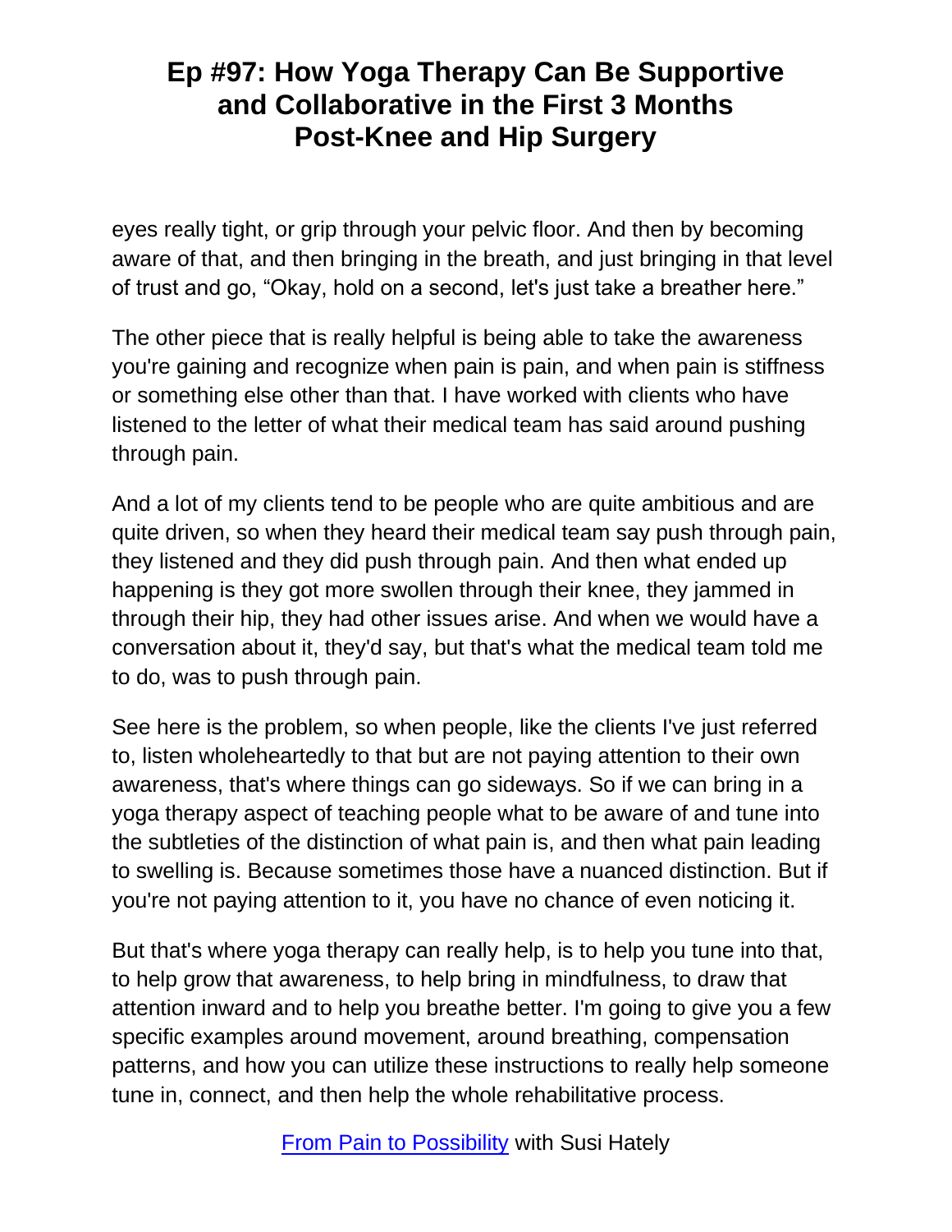eyes really tight, or grip through your pelvic floor. And then by becoming aware of that, and then bringing in the breath, and just bringing in that level of trust and go, “Okay, hold on a second, let's just take a breather here.”

The other piece that is really helpful is being able to take the awareness you're gaining and recognize when pain is pain, and when pain is stiffness or something else other than that. I have worked with clients who have listened to the letter of what their medical team has said around pushing through pain.

And a lot of my clients tend to be people who are quite ambitious and are quite driven, so when they heard their medical team say push through pain, they listened and they did push through pain. And then what ended up happening is they got more swollen through their knee, they jammed in through their hip, they had other issues arise. And when we would have a conversation about it, they'd say, but that's what the medical team told me to do, was to push through pain.

See here is the problem, so when people, like the clients I've just referred to, listen wholeheartedly to that but are not paying attention to their own awareness, that's where things can go sideways. So if we can bring in a yoga therapy aspect of teaching people what to be aware of and tune into the subtleties of the distinction of what pain is, and then what pain leading to swelling is. Because sometimes those have a nuanced distinction. But if you're not paying attention to it, you have no chance of even noticing it.

But that's where yoga therapy can really help, is to help you tune into that, to help grow that awareness, to help bring in mindfulness, to draw that attention inward and to help you breathe better. I'm going to give you a few specific examples around movement, around breathing, compensation patterns, and how you can utilize these instructions to really help someone tune in, connect, and then help the whole rehabilitative process.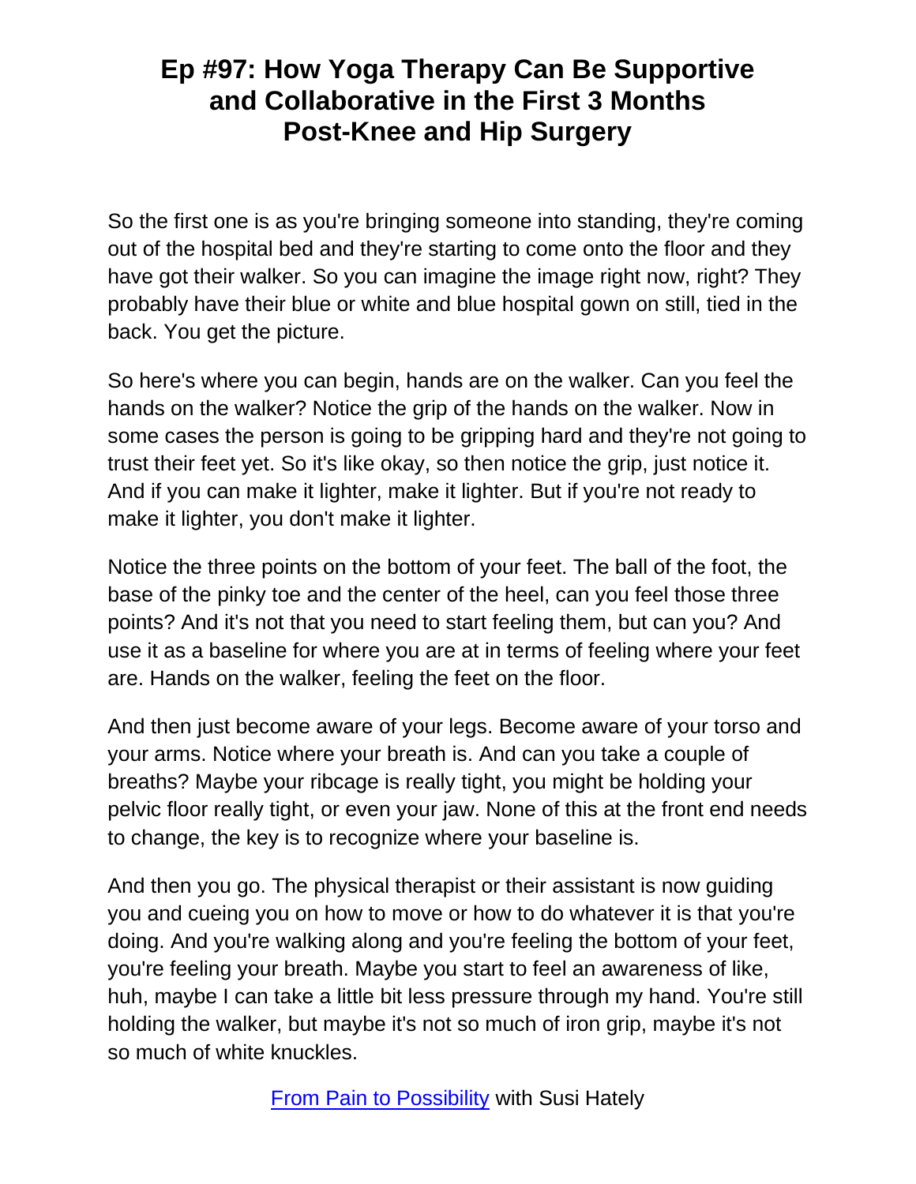So the first one is as you're bringing someone into standing, they're coming out of the hospital bed and they're starting to come onto the floor and they have got their walker. So you can imagine the image right now, right? They probably have their blue or white and blue hospital gown on still, tied in the back. You get the picture.

So here's where you can begin, hands are on the walker. Can you feel the hands on the walker? Notice the grip of the hands on the walker. Now in some cases the person is going to be gripping hard and they're not going to trust their feet yet. So it's like okay, so then notice the grip, just notice it. And if you can make it lighter, make it lighter. But if you're not ready to make it lighter, you don't make it lighter.

Notice the three points on the bottom of your feet. The ball of the foot, the base of the pinky toe and the center of the heel, can you feel those three points? And it's not that you need to start feeling them, but can you? And use it as a baseline for where you are at in terms of feeling where your feet are. Hands on the walker, feeling the feet on the floor.

And then just become aware of your legs. Become aware of your torso and your arms. Notice where your breath is. And can you take a couple of breaths? Maybe your ribcage is really tight, you might be holding your pelvic floor really tight, or even your jaw. None of this at the front end needs to change, the key is to recognize where your baseline is.

And then you go. The physical therapist or their assistant is now guiding you and cueing you on how to move or how to do whatever it is that you're doing. And you're walking along and you're feeling the bottom of your feet, you're feeling your breath. Maybe you start to feel an awareness of like, huh, maybe I can take a little bit less pressure through my hand. You're still holding the walker, but maybe it's not so much of iron grip, maybe it's not so much of white knuckles.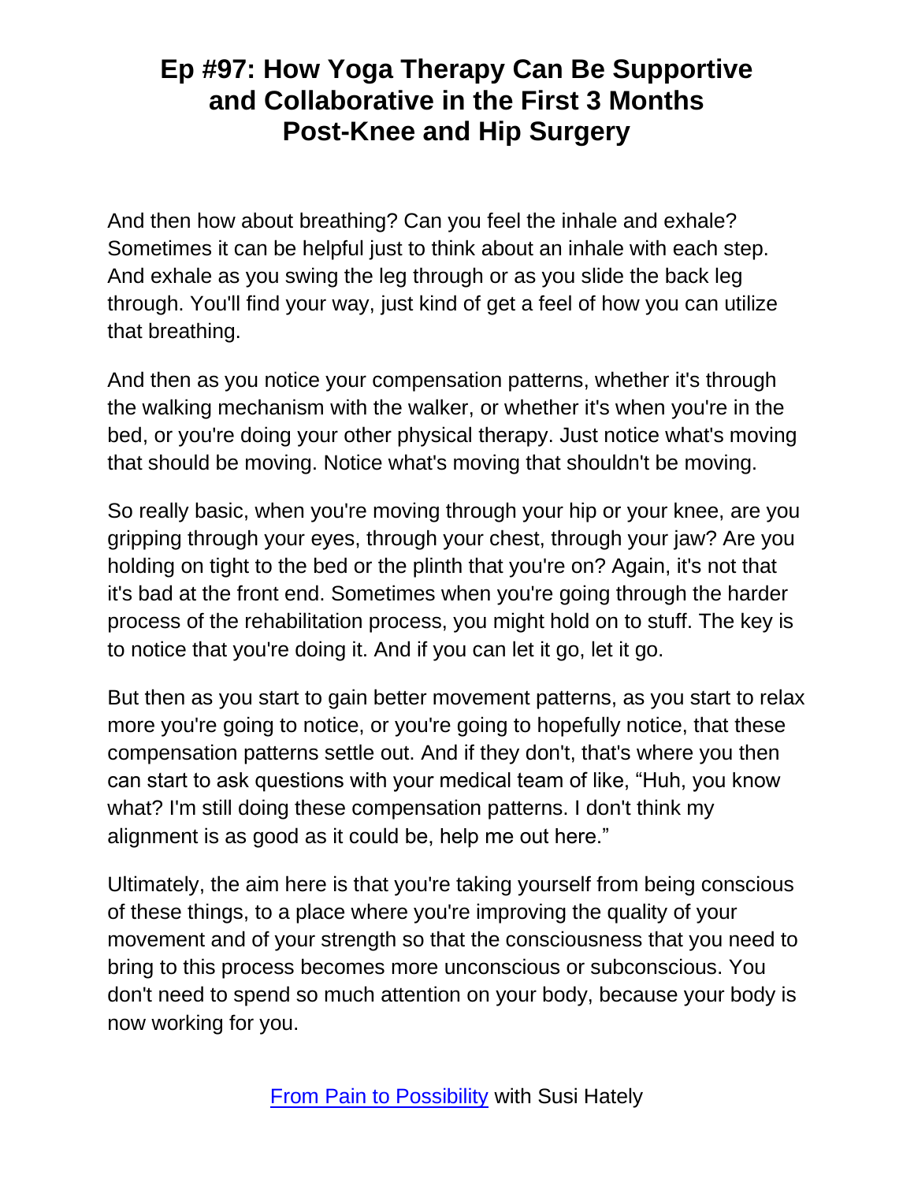And then how about breathing? Can you feel the inhale and exhale? Sometimes it can be helpful just to think about an inhale with each step. And exhale as you swing the leg through or as you slide the back leg through. You'll find your way, just kind of get a feel of how you can utilize that breathing.

And then as you notice your compensation patterns, whether it's through the walking mechanism with the walker, or whether it's when you're in the bed, or you're doing your other physical therapy. Just notice what's moving that should be moving. Notice what's moving that shouldn't be moving.

So really basic, when you're moving through your hip or your knee, are you gripping through your eyes, through your chest, through your jaw? Are you holding on tight to the bed or the plinth that you're on? Again, it's not that it's bad at the front end. Sometimes when you're going through the harder process of the rehabilitation process, you might hold on to stuff. The key is to notice that you're doing it. And if you can let it go, let it go.

But then as you start to gain better movement patterns, as you start to relax more you're going to notice, or you're going to hopefully notice, that these compensation patterns settle out. And if they don't, that's where you then can start to ask questions with your medical team of like, "Huh, you know what? I'm still doing these compensation patterns. I don't think my alignment is as good as it could be, help me out here."

Ultimately, the aim here is that you're taking yourself from being conscious of these things, to a place where you're improving the quality of your movement and of your strength so that the consciousness that you need to bring to this process becomes more unconscious or subconscious. You don't need to spend so much attention on your body, because your body is now working for you.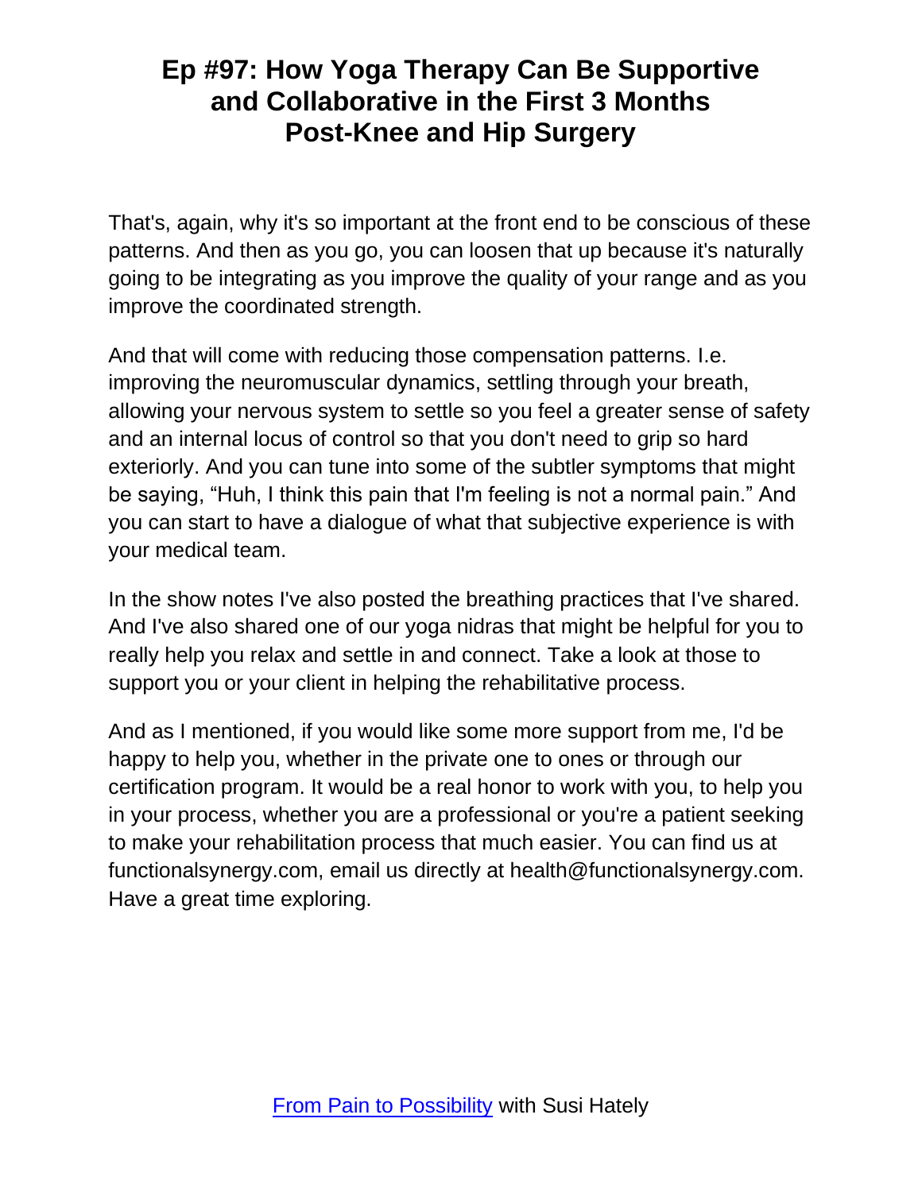That's, again, why it's so important at the front end to be conscious of these patterns. And then as you go, you can loosen that up because it's naturally going to be integrating as you improve the quality of your range and as you improve the coordinated strength.

And that will come with reducing those compensation patterns. I.e. improving the neuromuscular dynamics, settling through your breath, allowing your nervous system to settle so you feel a greater sense of safety and an internal locus of control so that you don't need to grip so hard exteriorly. And you can tune into some of the subtler symptoms that might be saying, "Huh, I think this pain that I'm feeling is not a normal pain." And you can start to have a dialogue of what that subjective experience is with your medical team.

In the show notes I've also posted the breathing practices that I've shared. And I've also shared one of our yoga nidras that might be helpful for you to really help you relax and settle in and connect. Take a look at those to support you or your client in helping the rehabilitative process.

And as I mentioned, if you would like some more support from me, I'd be happy to help you, whether in the private one to ones or through our certification program. It would be a real honor to work with you, to help you in your process, whether you are a professional or you're a patient seeking to make your rehabilitation process that much easier. You can find us at functionalsynergy.com, email us directly at health@functionalsynergy.com. Have a great time exploring.